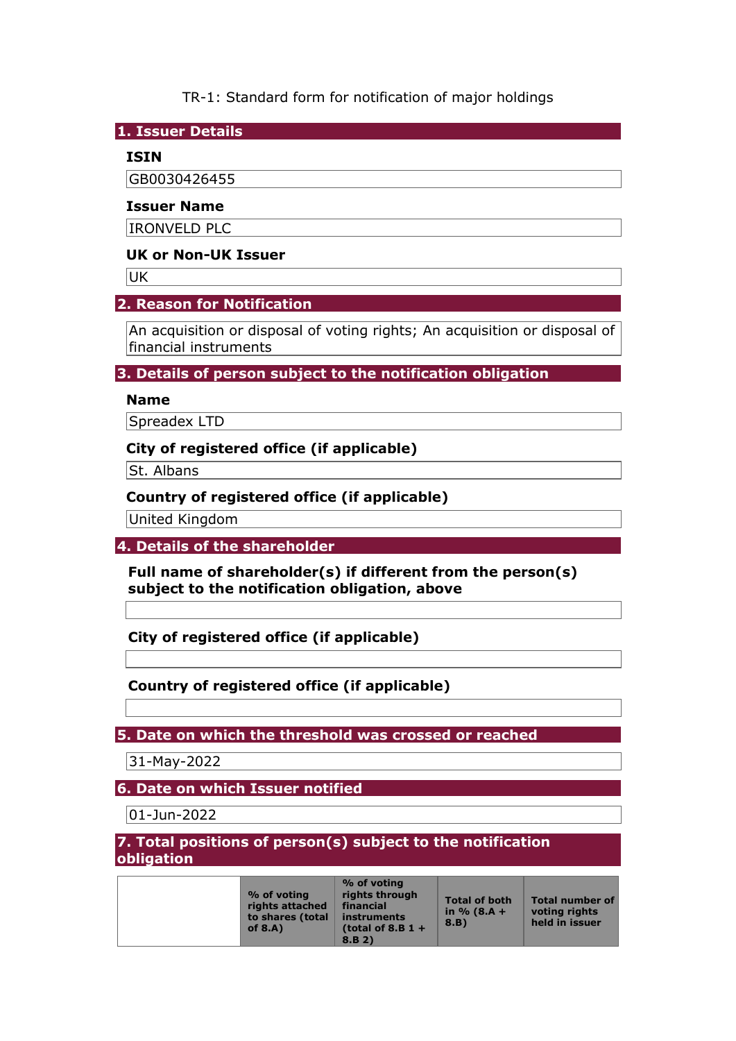TR-1: Standard form for notification of major holdings

## 1. Issuer Details

### ISIN

GB0030426455

### Issuer Name

IRONVELD PLC

### UK or Non-UK Issuer

UK

## 2. Reason for Notification

An acquisition or disposal of voting rights; An acquisition or disposal of financial instruments

## 3. Details of person subject to the notification obligation

### Name

Spreadex LTD

### City of registered office (if applicable)

St. Albans

### Country of registered office (if applicable)

United Kingdom

## 4. Details of the shareholder

### Full name of shareholder(s) if different from the person(s) subject to the notification obligation, above

### City of registered office (if applicable)

### Country of registered office (if applicable)

## 5. Date on which the threshold was crossed or reached

31-May-2022

## 6. Date on which Issuer notified

01-Jun-2022

## 7. Total positions of person(s) subject to the notification obligation

| | % of voting rights attached to shares (total of 8.A) | % of voting rights through financial instruments (total of 8.B 1 + 8.B 2) | Total of both in % (8.A + 8.B) | Total number of voting rights held in issuer |
|---|---|---|---|---|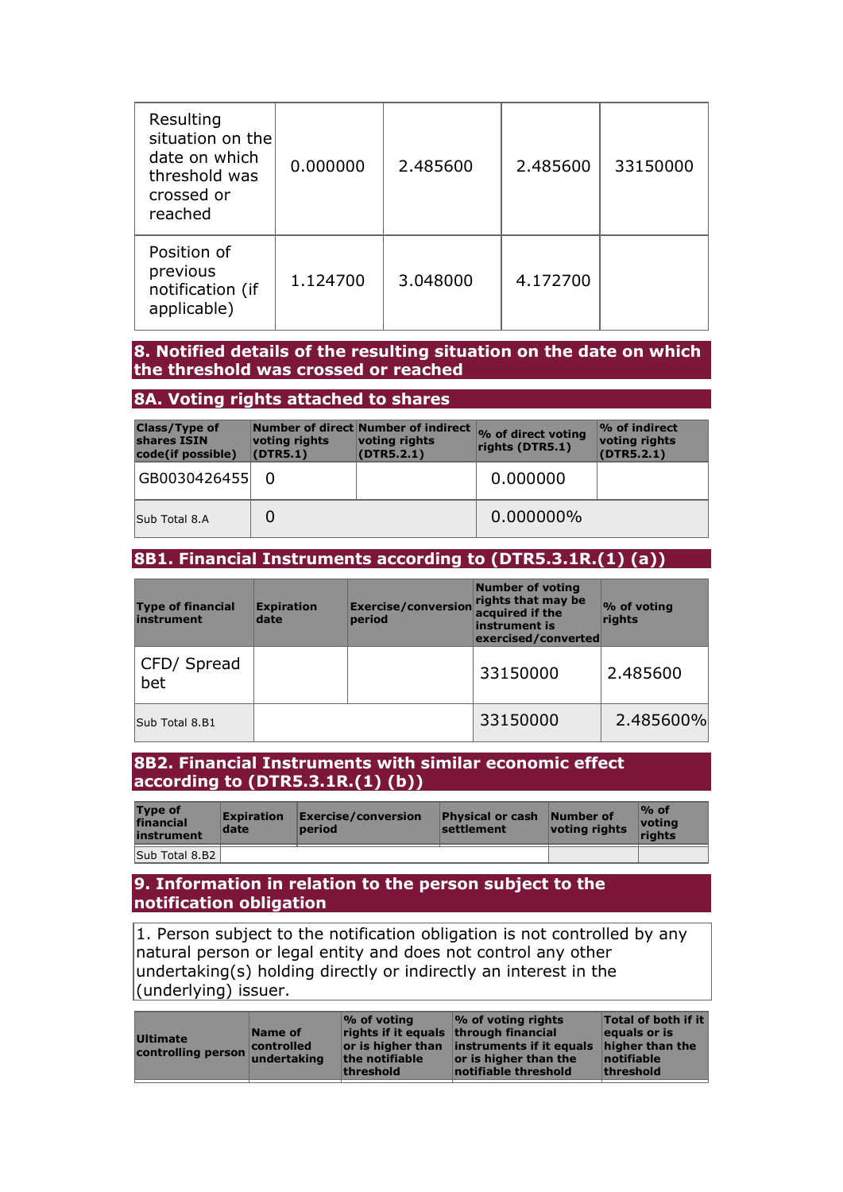| | | | | |
|---|---|---|---|---|
| Resulting situation on the date on which threshold was crossed or reached | 0.000000 | 2.485600 | 2.485600 | 33150000 |
| Position of previous notification (if applicable) | 1.124700 | 3.048000 | 4.172700 | |

## 8. Notified details of the resulting situation on the date on which the threshold was crossed or reached

### 8A. Voting rights attached to shares

| Class/Type of shares ISIN code(if possible) | Number of direct voting rights (DTR5.1) | Number of indirect voting rights (DTR5.2.1) | % of direct voting rights (DTR5.1) | % of indirect voting rights (DTR5.2.1) |
|---|---|---|---|---|
| GB0030426455 | 0 | | 0.000000 | |
| Sub Total 8.A | 0 | | 0.000000% | |

### 8B1. Financial Instruments according to (DTR5.3.1R.(1) (a))

| Type of financial instrument | Expiration date | Exercise/conversion period | Number of voting rights that may be acquired if the instrument is exercised/converted | % of voting rights |
|---|---|---|---|---|
| CFD/ Spread bet | | | 33150000 | 2.485600 |
| Sub Total 8.B1 | | | 33150000 | 2.485600% |

### 8B2. Financial Instruments with similar economic effect according to (DTR5.3.1R.(1) (b))

| Type of financial instrument | Expiration date | Exercise/conversion period | Physical or cash settlement | Number of voting rights | % of voting rights |
|---|---|---|---|---|---|
| Sub Total 8.B2 | | | | | |

## 9. Information in relation to the person subject to the notification obligation

1. Person subject to the notification obligation is not controlled by any natural person or legal entity and does not control any other undertaking(s) holding directly or indirectly an interest in the (underlying) issuer.

| Ultimate controlling person | Name of controlled undertaking | % of voting rights if it equals or is higher than the notifiable threshold | % of voting rights through financial instruments if it equals or is higher than the notifiable threshold | Total of both if it equals or is higher than the notifiable threshold |
|---|---|---|---|---|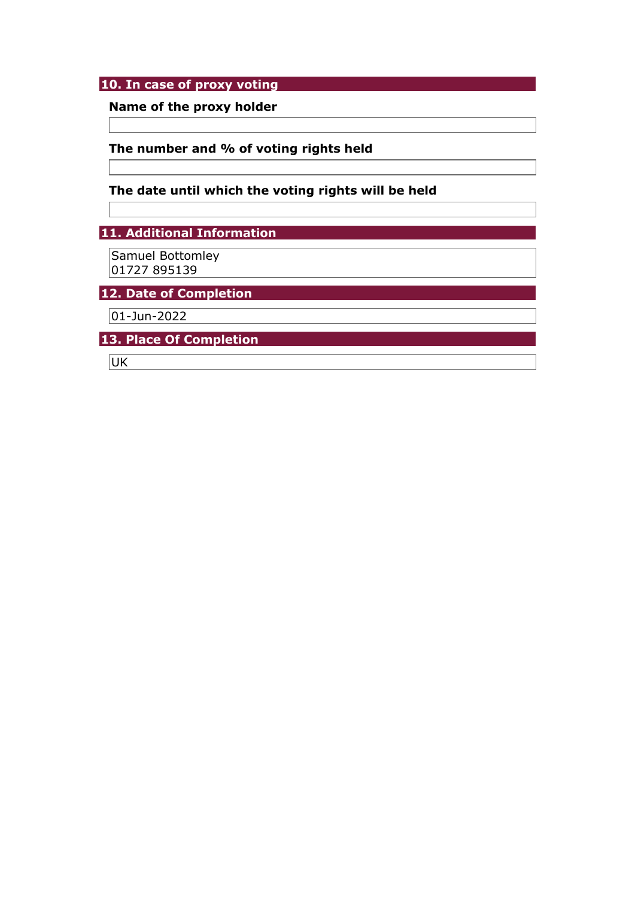## 10. In case of proxy voting

**Name of the proxy holder**

**The number and % of voting rights held**

**The date until which the voting rights will be held**

## 11. Additional Information

Samuel Bottomley
01727 895139

## 12. Date of Completion

01-Jun-2022

## 13. Place Of Completion

UK